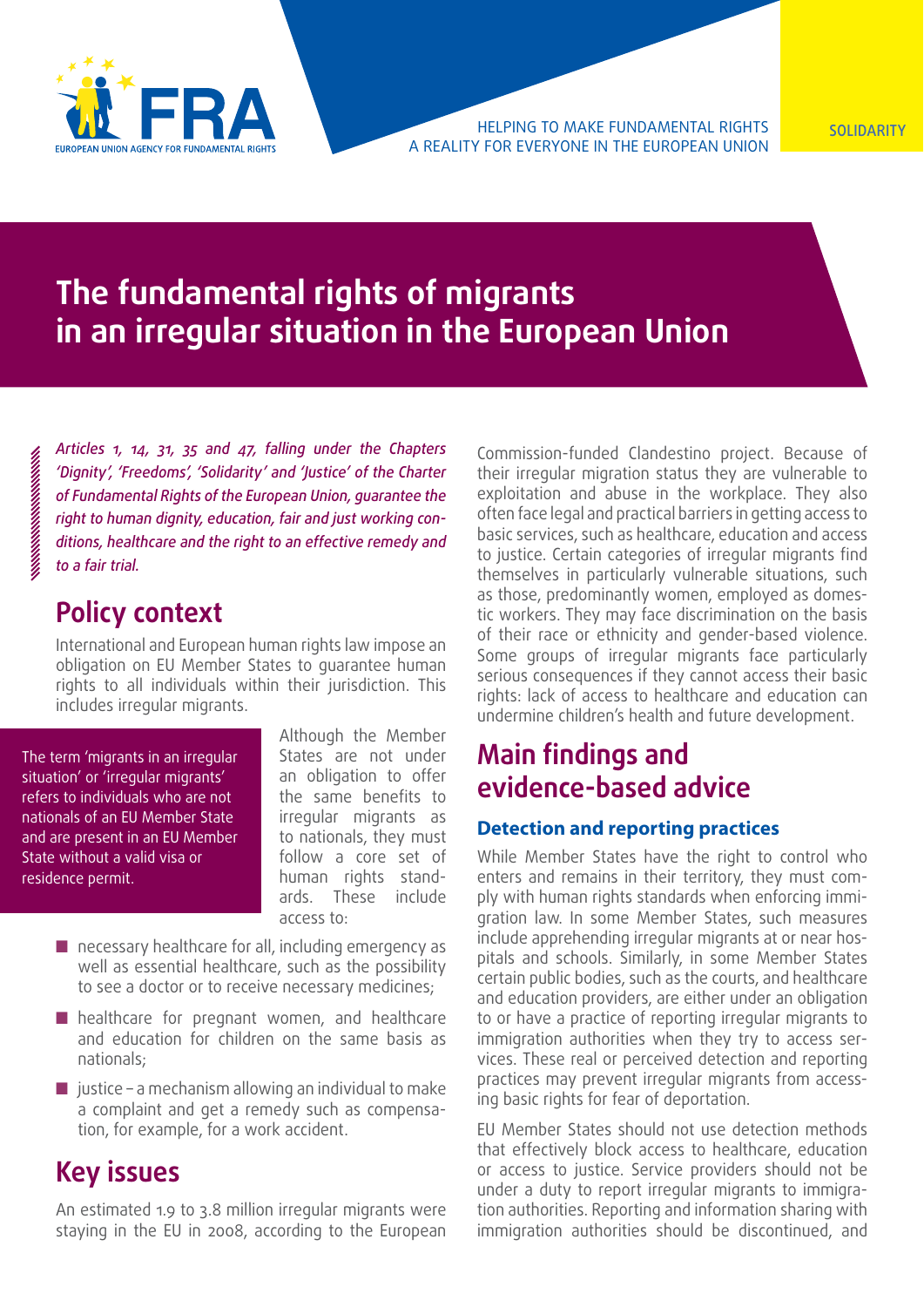# The fundamental rights of migrants in an irregular situation in the European Union

*Articles 1, 14, 31, 35 and 47, falling under the Chapters 'Dignity', 'Freedoms', 'Solidarity' and 'Justice' of the Charter of Fundamental Rights of the European Union, guarantee the right to human dignity, education, fair and just working conditions, healthcare and the right to an effective remedy and to a fair trial.*

## Policy context

International and European human rights law impose an obligation on EU Member States to guarantee human rights to all individuals within their jurisdiction. This includes irregular migrants.

The term 'migrants in an irregular situation' or 'irregular migrants' refers to individuals who are not nationals of an EU Member State and are present in an EU Member State without a valid visa or residence permit.

Although the Member States are not under an obligation to offer the same benefits to irregular migrants as to nationals, they must follow a core set of human rights standards. These include access to:

- necessary healthcare for all, including emergency as well as essential healthcare, such as the possibility to see a doctor or to receive necessary medicines;
- healthcare for pregnant women, and healthcare and education for children on the same basis as nationals;
- justice – a mechanism allowing an individual to make a complaint and get a remedy such as compensation, for example, for a work accident.

## Key issues

An estimated 1.9 to 3.8 million irregular migrants were staying in the EU in 2008, according to the European Commission-funded Clandestino project. Because of their irregular migration status they are vulnerable to exploitation and abuse in the workplace. They also often face legal and practical barriers in getting access to basic services, such as healthcare, education and access to justice. Certain categories of irregular migrants find themselves in particularly vulnerable situations, such as those, predominantly women, employed as domestic workers. They may face discrimination on the basis of their race or ethnicity and gender-based violence. Some groups of irregular migrants face particularly serious consequences if they cannot access their basic rights: lack of access to healthcare and education can undermine children's health and future development.

## Main findings and evidence-based advice

### Detection and reporting practices

While Member States have the right to control who enters and remains in their territory, they must comply with human rights standards when enforcing immigration law. In some Member States, such measures include apprehending irregular migrants at or near hospitals and schools. Similarly, in some Member States certain public bodies, such as the courts, and healthcare and education providers, are either under an obligation to or have a practice of reporting irregular migrants to immigration authorities when they try to access services. These real or perceived detection and reporting practices may prevent irregular migrants from accessing basic rights for fear of deportation.

EU Member States should not use detection methods that effectively block access to healthcare, education or access to justice. Service providers should not be under a duty to report irregular migrants to immigration authorities. Reporting and information sharing with immigration authorities should be discontinued, and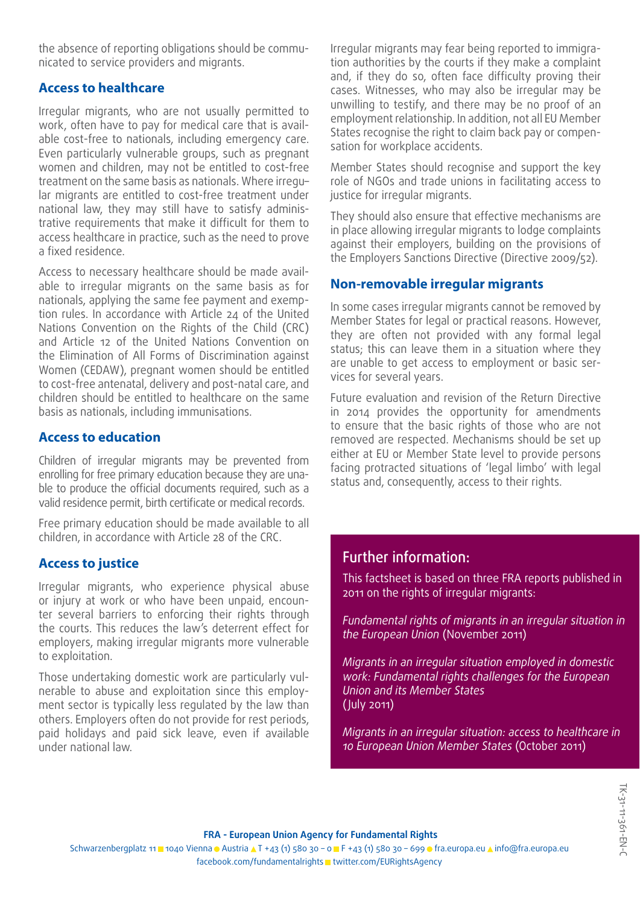the absence of reporting obligations should be communicated to service providers and migrants.

## Access to healthcare

Irregular migrants, who are not usually permitted to work, often have to pay for medical care that is available cost-free to nationals, including emergency care. Even particularly vulnerable groups, such as pregnant women and children, may not be entitled to cost-free treatment on the same basis as nationals. Where irregular migrants are entitled to cost-free treatment under national law, they may still have to satisfy administrative requirements that make it difficult for them to access healthcare in practice, such as the need to prove a fixed residence.

Access to necessary healthcare should be made available to irregular migrants on the same basis as for nationals, applying the same fee payment and exemption rules. In accordance with Article 24 of the United Nations Convention on the Rights of the Child (CRC) and Article 12 of the United Nations Convention on the Elimination of All Forms of Discrimination against Women (CEDAW), pregnant women should be entitled to cost-free antenatal, delivery and post-natal care, and children should be entitled to healthcare on the same basis as nationals, including immunisations.

## Access to education

Children of irregular migrants may be prevented from enrolling for free primary education because they are unable to produce the official documents required, such as a valid residence permit, birth certificate or medical records.

Free primary education should be made available to all children, in accordance with Article 28 of the CRC.

## Access to justice

Irregular migrants, who experience physical abuse or injury at work or who have been unpaid, encounter several barriers to enforcing their rights through the courts. This reduces the law's deterrent effect for employers, making irregular migrants more vulnerable to exploitation.

Those undertaking domestic work are particularly vulnerable to abuse and exploitation since this employment sector is typically less regulated by the law than others. Employers often do not provide for rest periods, paid holidays and paid sick leave, even if available under national law.

Irregular migrants may fear being reported to immigration authorities by the courts if they make a complaint and, if they do so, often face difficulty proving their cases. Witnesses, who may also be irregular may be unwilling to testify, and there may be no proof of an employment relationship. In addition, not all EU Member States recognise the right to claim back pay or compensation for workplace accidents.

Member States should recognise and support the key role of NGOs and trade unions in facilitating access to justice for irregular migrants.

They should also ensure that effective mechanisms are in place allowing irregular migrants to lodge complaints against their employers, building on the provisions of the Employers Sanctions Directive (Directive 2009/52).

## Non-removable irregular migrants

In some cases irregular migrants cannot be removed by Member States for legal or practical reasons. However, they are often not provided with any formal legal status; this can leave them in a situation where they are unable to get access to employment or basic services for several years.

Future evaluation and revision of the Return Directive in 2014 provides the opportunity for amendments to ensure that the basic rights of those who are not removed are respected. Mechanisms should be set up either at EU or Member State level to provide persons facing protracted situations of 'legal limbo' with legal status and, consequently, access to their rights.

## Further information:

This factsheet is based on three FRA reports published in 2011 on the rights of irregular migrants:

*Fundamental rights of migrants in an irregular situation in the European Union* (November 2011)

*Migrants in an irregular situation employed in domestic work: Fundamental rights challenges for the European Union and its Member States* (July 2011)

*Migrants in an irregular situation: access to healthcare in 10 European Union Member States* (October 2011)

TK-31-11-361-EN-C

**FRA - European Union Agency for Fundamental Rights**

Schwarzenbergplatz 11 ■ 1040 Vienna ● Austria ▲ T +43 (1) 580 30 – 0 ■ F +43 (1) 580 30 – 699 ● fra.europa.eu ▲ info@fra.europa.eu
facebook.com/fundamentalrights ■ twitter.com/EURightsAgency